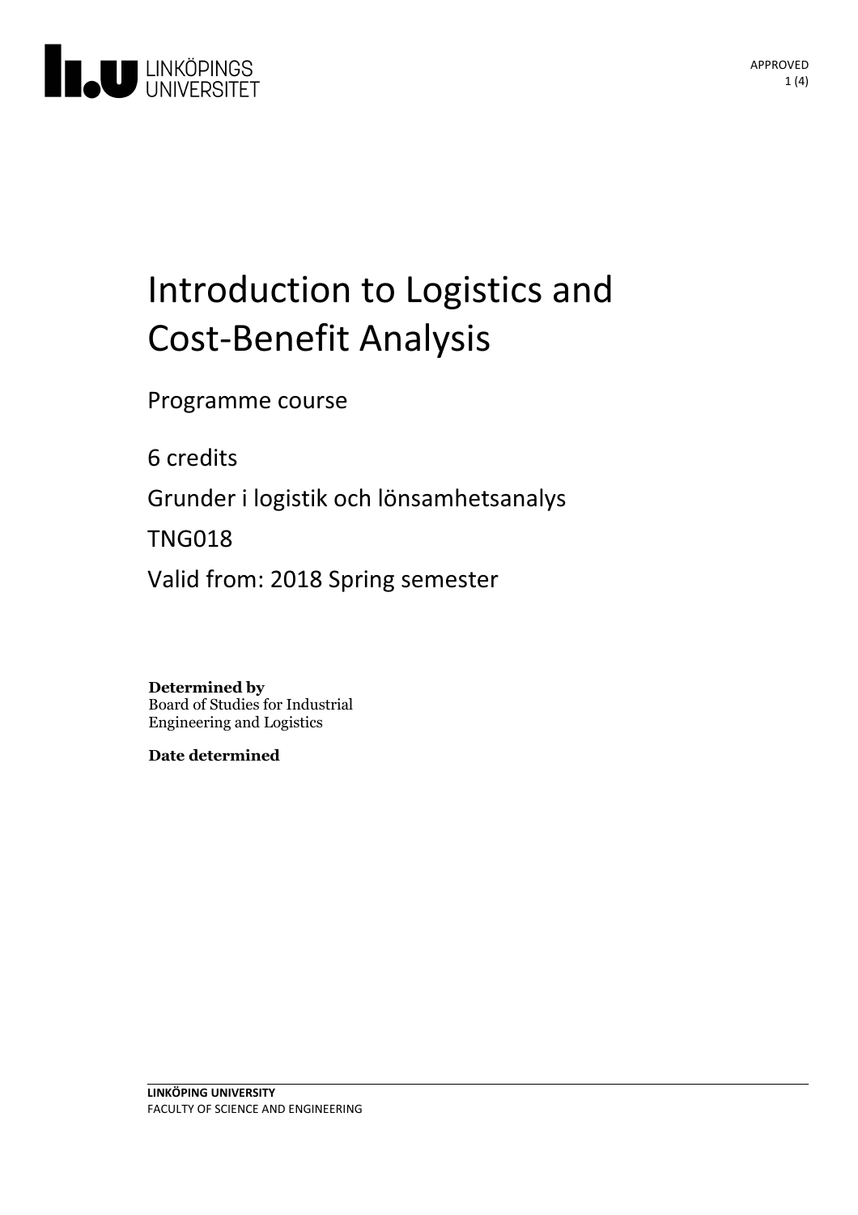# Introduction to Logistics and Cost-Benefit Analysis

Programme course

6 credits

Grunder i logistik och lönsamhetsanalys

TNG018

Valid from: 2018 Spring semester

**Determined by**
Board of Studies for Industrial Engineering and Logistics

**Date determined**

**LINKÖPING UNIVERSITY**
FACULTY OF SCIENCE AND ENGINEERING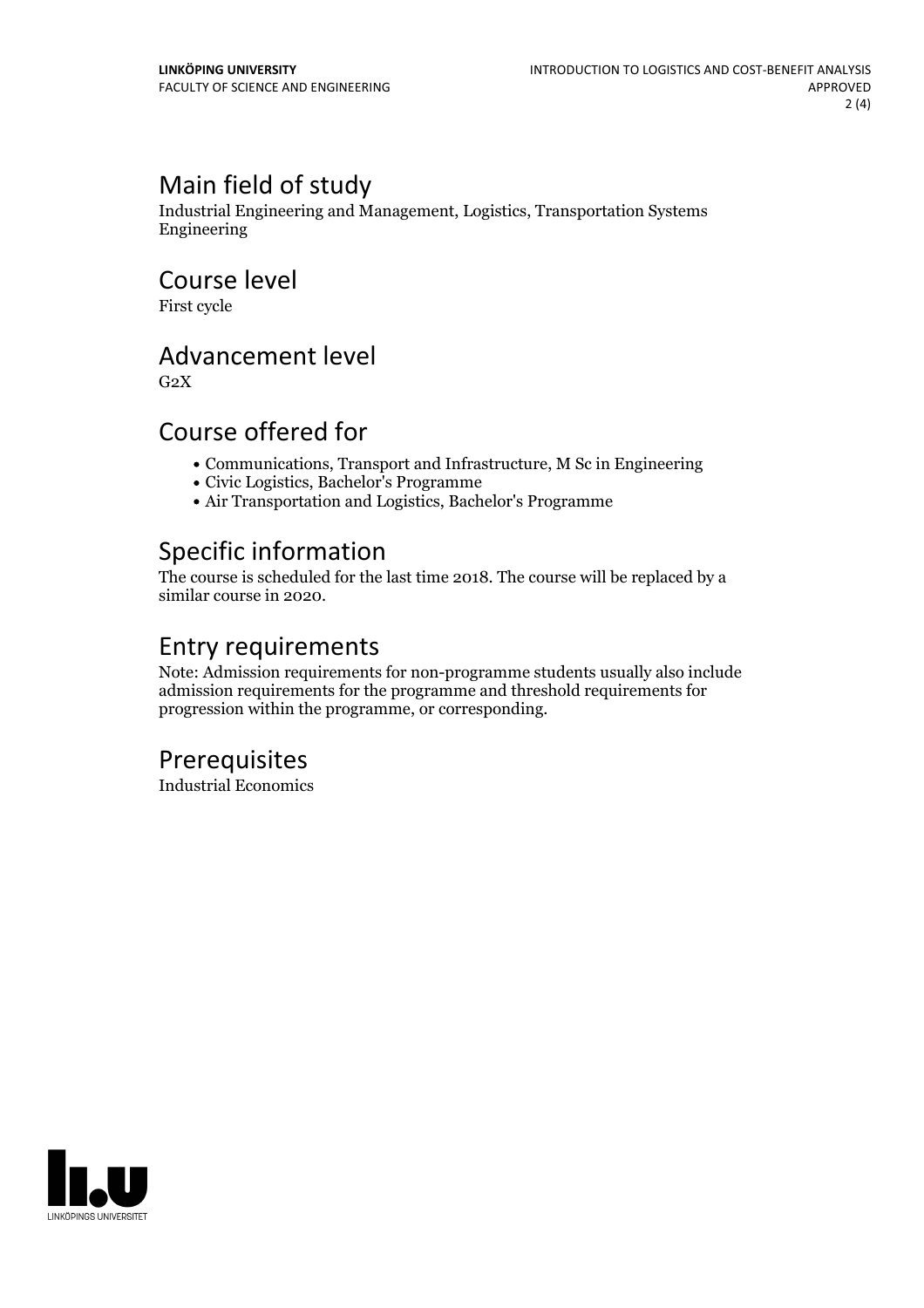## Main field of study

Industrial Engineering and Management, Logistics, Transportation Systems Engineering

## Course level

First cycle

## Advancement level

G2X

## Course offered for

- Communications, Transport and Infrastructure, M Sc in Engineering
- Civic Logistics, Bachelor's Programme
- Air Transportation and Logistics, Bachelor's Programme

## Specific information

The course is scheduled for the last time 2018. The course will be replaced by a similar course in 2020.

## Entry requirements

Note: Admission requirements for non-programme students usually also include admission requirements for the programme and threshold requirements for progression within the programme, or corresponding.

## Prerequisites

Industrial Economics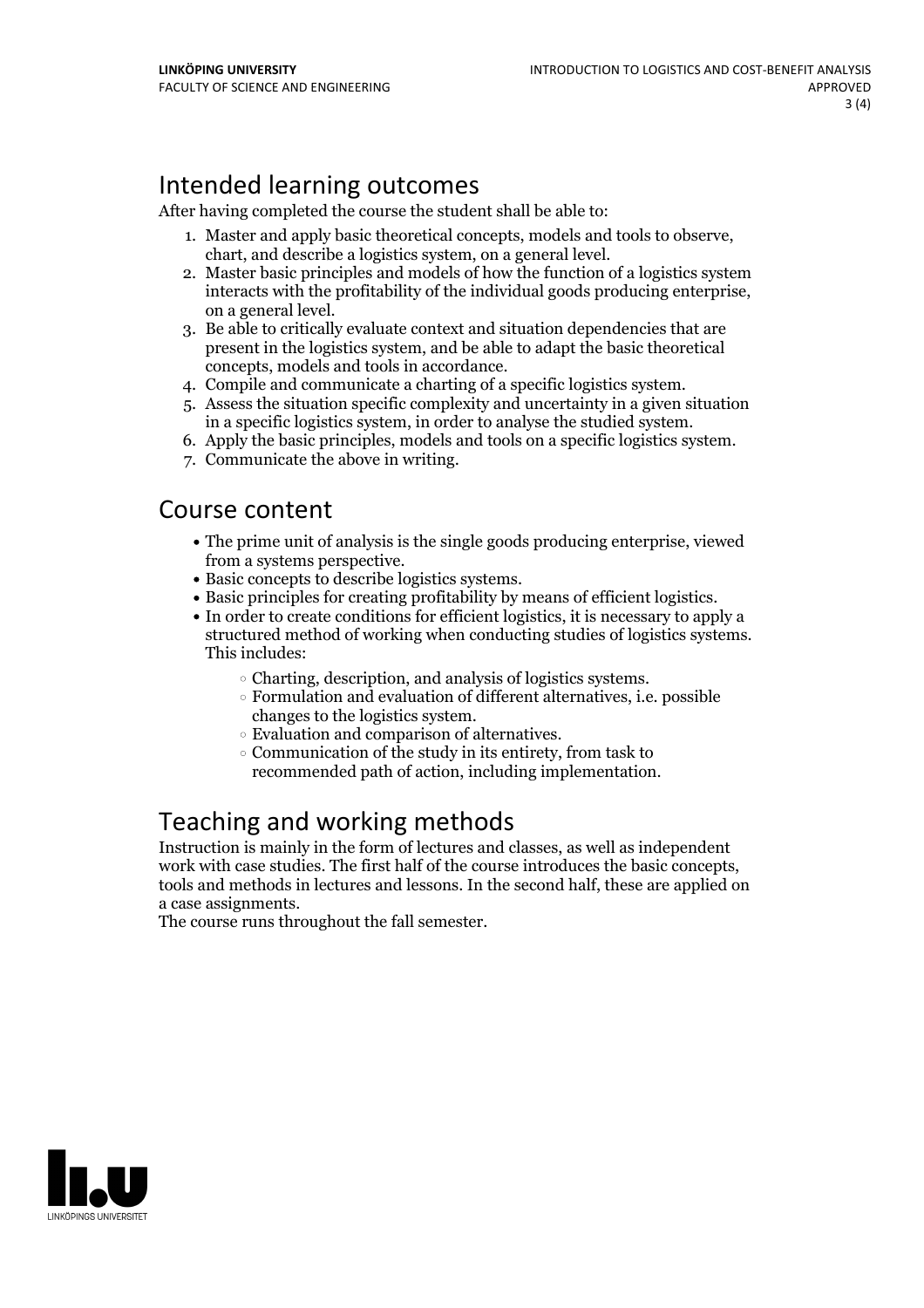# Intended learning outcomes

After having completed the course the student shall be able to:

1. Master and apply basic theoretical concepts, models and tools to observe, chart, and describe a logistics system, on a general level.
2. Master basic principles and models of how the function of a logistics system interacts with the profitability of the individual goods producing enterprise, on a general level.
3. Be able to critically evaluate context and situation dependencies that are present in the logistics system, and be able to adapt the basic theoretical concepts, models and tools in accordance.
4. Compile and communicate a charting of a specific logistics system.
5. Assess the situation specific complexity and uncertainty in a given situation in a specific logistics system, in order to analyse the studied system.
6. Apply the basic principles, models and tools on a specific logistics system.
7. Communicate the above in writing.

# Course content

- The prime unit of analysis is the single goods producing enterprise, viewed from a systems perspective.
- Basic concepts to describe logistics systems.
- Basic principles for creating profitability by means of efficient logistics.
- In order to create conditions for efficient logistics, it is necessary to apply a structured method of working when conducting studies of logistics systems. This includes:
    - Charting, description, and analysis of logistics systems.
    - Formulation and evaluation of different alternatives, i.e. possible changes to the logistics system.
    - Evaluation and comparison of alternatives.
    - Communication of the study in its entirety, from task to recommended path of action, including implementation.

# Teaching and working methods

Instruction is mainly in the form of lectures and classes, as well as independent work with case studies. The first half of the course introduces the basic concepts, tools and methods in lectures and lessons. In the second half, these are applied on a case assignments.
The course runs throughout the fall semester.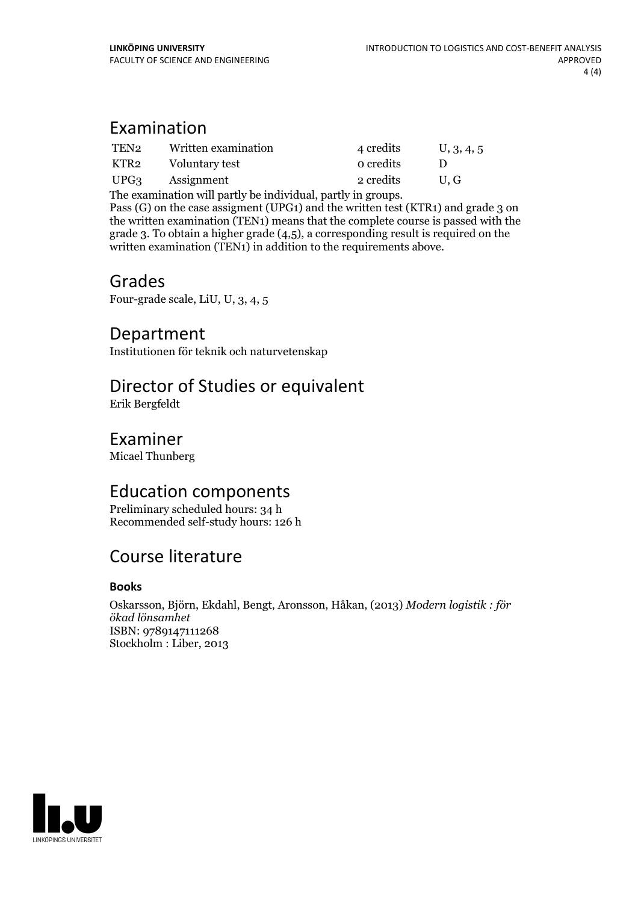## Examination

| | | | |
|---|---|---|---|
| TEN2 | Written examination | 4 credits | U, 3, 4, 5 |
| KTR2 | Voluntary test | 0 credits | D |
| UPG3 | Assignment | 2 credits | U, G |

The examination will partly be individual, partly in groups.
Pass (G) on the case assigment (UPG1) and the written test (KTR1) and grade 3 on the written examination (TEN1) means that the complete course is passed with the grade 3. To obtain a higher grade (4,5), a corresponding result is required on the written examination (TEN1) in addition to the requirements above.

## Grades

Four-grade scale, LiU, U, 3, 4, 5

## Department

Institutionen för teknik och naturvetenskap

## Director of Studies or equivalent

Erik Bergfeldt

## Examiner

Micael Thunberg

## Education components

Preliminary scheduled hours: 34 h
Recommended self-study hours: 126 h

## Course literature

**Books**

Oskarsson, Björn, Ekdahl, Bengt, Aronsson, Håkan, (2013) *Modern logistik : för ökad lönsamhet*
ISBN: 9789147111268
Stockholm : Liber, 2013